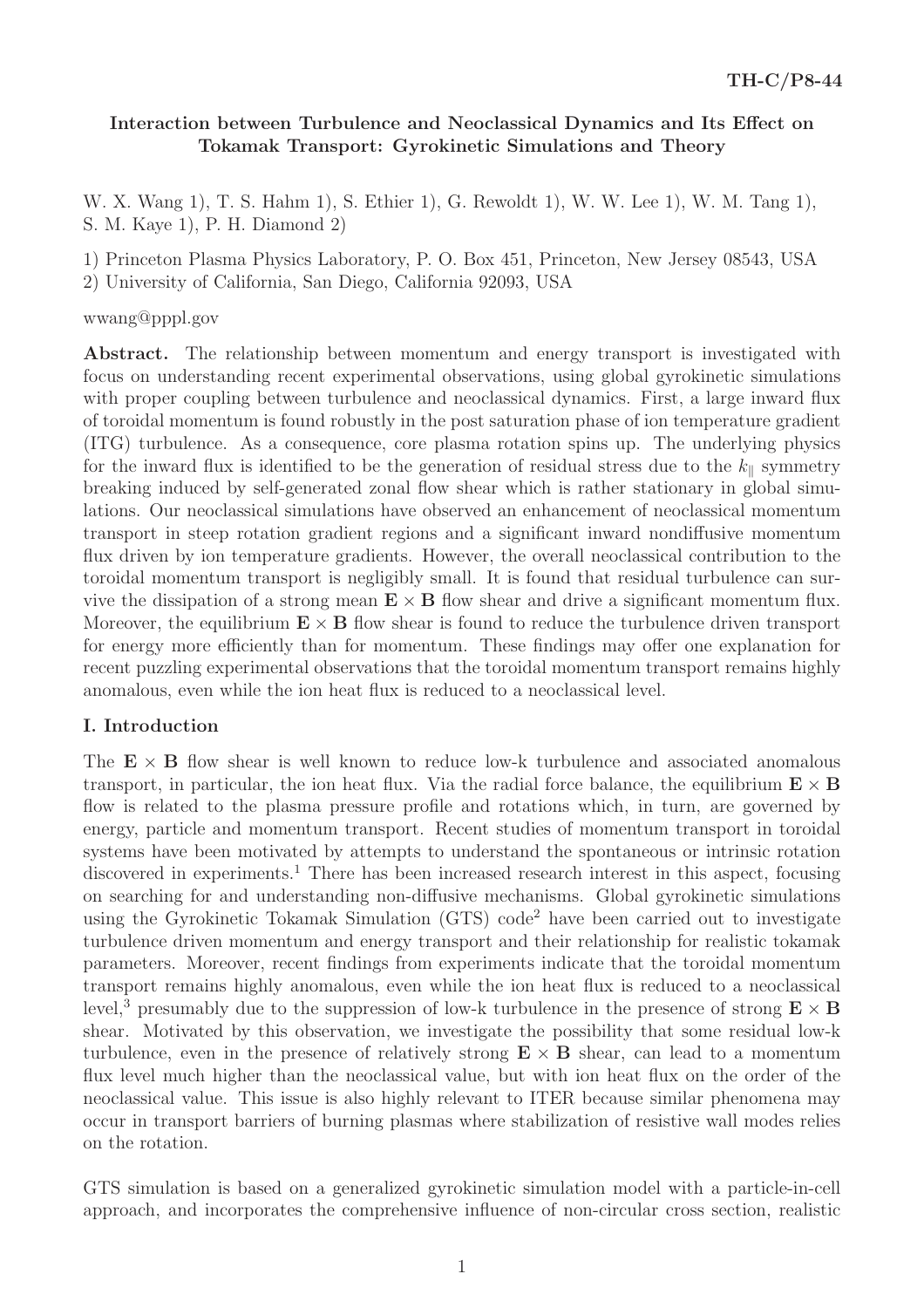TH-C/P8-44

# Interaction between Turbulence and Neoclassical Dynamics and Its Effect on Tokamak Transport: Gyrokinetic Simulations and Theory

W. X. Wang 1), T. S. Hahm 1), S. Ethier 1), G. Rewoldt 1), W. W. Lee 1), W. M. Tang 1), S. M. Kaye 1), P. H. Diamond 2)

1) Princeton Plasma Physics Laboratory, P. O. Box 451, Princeton, New Jersey 08543, USA
2) University of California, San Diego, California 92093, USA

wwang@pppl.gov

**Abstract.** The relationship between momentum and energy transport is investigated with focus on understanding recent experimental observations, using global gyrokinetic simulations with proper coupling between turbulence and neoclassical dynamics. First, a large inward flux of toroidal momentum is found robustly in the post saturation phase of ion temperature gradient (ITG) turbulence. As a consequence, core plasma rotation spins up. The underlying physics for the inward flux is identified to be the generation of residual stress due to the $k_\parallel$ symmetry breaking induced by self-generated zonal flow shear which is rather stationary in global simulations. Our neoclassical simulations have observed an enhancement of neoclassical momentum transport in steep rotation gradient regions and a significant inward nondiffusive momentum flux driven by ion temperature gradients. However, the overall neoclassical contribution to the toroidal momentum transport is negligibly small. It is found that residual turbulence can survive the dissipation of a strong mean $\mathbf{E} \times \mathbf{B}$ flow shear and drive a significant momentum flux. Moreover, the equilibrium $\mathbf{E} \times \mathbf{B}$ flow shear is found to reduce the turbulence driven transport for energy more efficiently than for momentum. These findings may offer one explanation for recent puzzling experimental observations that the toroidal momentum transport remains highly anomalous, even while the ion heat flux is reduced to a neoclassical level.

## I. Introduction

The $\mathbf{E} \times \mathbf{B}$ flow shear is well known to reduce low-k turbulence and associated anomalous transport, in particular, the ion heat flux. Via the radial force balance, the equilibrium $\mathbf{E} \times \mathbf{B}$ flow is related to the plasma pressure profile and rotations which, in turn, are governed by energy, particle and momentum transport. Recent studies of momentum transport in toroidal systems have been motivated by attempts to understand the spontaneous or intrinsic rotation discovered in experiments.[1] There has been increased research interest in this aspect, focusing on searching for and understanding non-diffusive mechanisms. Global gyrokinetic simulations using the Gyrokinetic Tokamak Simulation (GTS) code[2] have been carried out to investigate turbulence driven momentum and energy transport and their relationship for realistic tokamak parameters. Moreover, recent findings from experiments indicate that the toroidal momentum transport remains highly anomalous, even while the ion heat flux is reduced to a neoclassical level,[3] presumably due to the suppression of low-k turbulence in the presence of strong $\mathbf{E} \times \mathbf{B}$ shear. Motivated by this observation, we investigate the possibility that some residual low-k turbulence, even in the presence of relatively strong $\mathbf{E} \times \mathbf{B}$ shear, can lead to a momentum flux level much higher than the neoclassical value, but with ion heat flux on the order of the neoclassical value. This issue is also highly relevant to ITER because similar phenomena may occur in transport barriers of burning plasmas where stabilization of resistive wall modes relies on the rotation.

GTS simulation is based on a generalized gyrokinetic simulation model with a particle-in-cell approach, and incorporates the comprehensive influence of non-circular cross section, realistic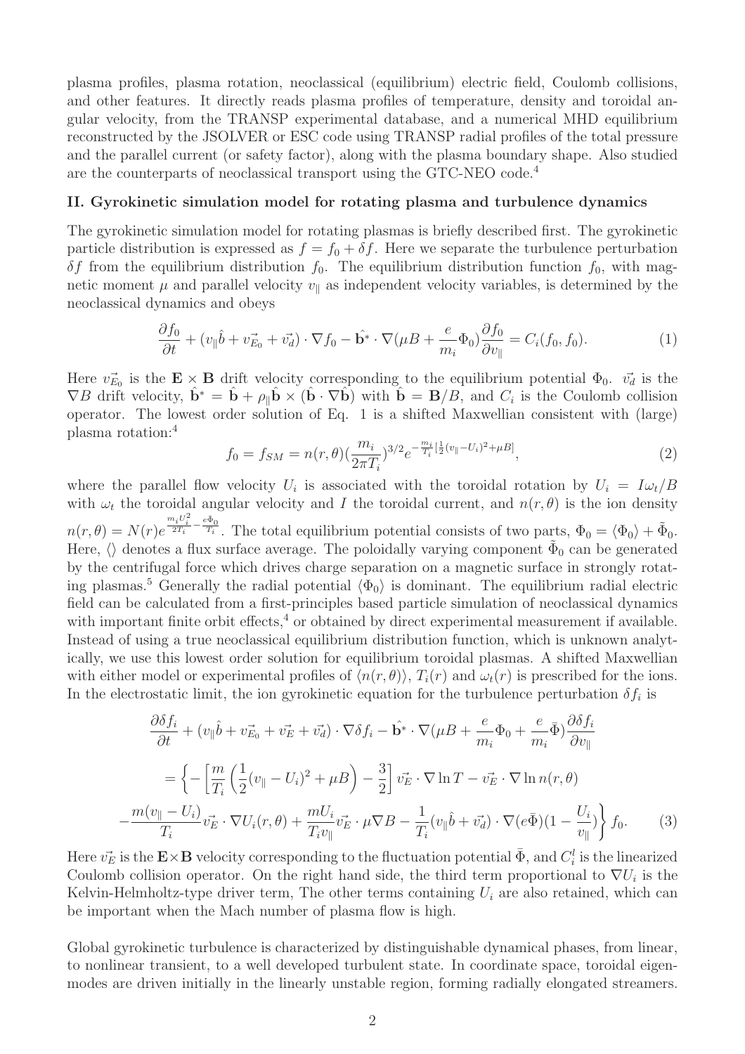plasma profiles, plasma rotation, neoclassical (equilibrium) electric field, Coulomb collisions, and other features. It directly reads plasma profiles of temperature, density and toroidal angular velocity, from the TRANSP experimental database, and a numerical MHD equilibrium reconstructed by the JSOLVER or ESC code using TRANSP radial profiles of the total pressure and the parallel current (or safety factor), along with the plasma boundary shape. Also studied are the counterparts of neoclassical transport using the GTC-NEO code.[4]

## II. Gyrokinetic simulation model for rotating plasma and turbulence dynamics

The gyrokinetic simulation model for rotating plasmas is briefly described first. The gyrokinetic particle distribution is expressed as $f = f_0 + \delta f$. Here we separate the turbulence perturbation $\delta f$ from the equilibrium distribution $f_0$. The equilibrium distribution function $f_0$, with magnetic moment $\mu$ and parallel velocity $v_\parallel$ as independent velocity variables, is determined by the neoclassical dynamics and obeys

$$\frac{\partial f_0}{\partial t} + (v_\parallel \hat{b} + \vec{v_{E_0}} + \vec{v_d}) \cdot \nabla f_0 - \hat{\mathbf{b}^*} \cdot \nabla(\mu B + \frac{e}{m_i}\Phi_0)\frac{\partial f_0}{\partial v_\parallel} = C_i(f_0, f_0). \tag{1}$$

Here $\vec{v_{E_0}}$ is the $\mathbf{E} \times \mathbf{B}$ drift velocity corresponding to the equilibrium potential $\Phi_0$. $\vec{v_d}$ is the $\nabla B$ drift velocity, $\hat{\mathbf{b}}^* = \hat{\mathbf{b}} + \rho_\parallel \hat{\mathbf{b}} \times (\hat{\mathbf{b}} \cdot \nabla \hat{\mathbf{b}})$ with $\hat{\mathbf{b}} = \mathbf{B}/B$, and $C_i$ is the Coulomb collision operator. The lowest order solution of Eq. 1 is a shifted Maxwellian consistent with (large) plasma rotation:[4]

$$f_0 = f_{SM} = n(r,\theta)(\frac{m_i}{2\pi T_i})^{3/2} e^{-\frac{m_i}{T_i}[\frac{1}{2}(v_\parallel - U_i)^2 + \mu B]}, \tag{2}$$

where the parallel flow velocity $U_i$ is associated with the toroidal rotation by $U_i = I\omega_t/B$ with $\omega_t$ the toroidal angular velocity and $I$ the toroidal current, and $n(r,\theta)$ is the ion density $n(r,\theta) = N(r)e^{\frac{m_i U_i^2}{2T_i} - \frac{e\tilde{\Phi}_0}{T_i}}$. The total equilibrium potential consists of two parts, $\Phi_0 = \langle \Phi_0 \rangle + \tilde{\Phi}_0$. Here, $\langle\rangle$ denotes a flux surface average. The poloidally varying component $\tilde{\Phi}_0$ can be generated by the centrifugal force which drives charge separation on a magnetic surface in strongly rotating plasmas.[5] Generally the radial potential $\langle \Phi_0 \rangle$ is dominant. The equilibrium radial electric field can be calculated from a first-principles based particle simulation of neoclassical dynamics with important finite orbit effects,[4] or obtained by direct experimental measurement if available. Instead of using a true neoclassical equilibrium distribution function, which is unknown analytically, we use this lowest order solution for equilibrium toroidal plasmas. A shifted Maxwellian with either model or experimental profiles of $\langle n(r,\theta) \rangle$, $T_i(r)$ and $\omega_t(r)$ is prescribed for the ions. In the electrostatic limit, the ion gyrokinetic equation for the turbulence perturbation $\delta f_i$ is

$$\begin{aligned}
&\frac{\partial \delta f_i}{\partial t} + (v_\parallel \hat{b} + \vec{v_{E_0}} + \vec{v_E} + \vec{v_d}) \cdot \nabla \delta f_i - \hat{\mathbf{b}^*} \cdot \nabla(\mu B + \frac{e}{m_i}\Phi_0 + \frac{e}{m_i}\bar{\Phi})\frac{\partial \delta f_i}{\partial v_\parallel} \\
&= \Big\{ -\left[\frac{m}{T_i}\left(\frac{1}{2}(v_\parallel - U_i)^2 + \mu B\right) - \frac{3}{2}\right] \vec{v_E} \cdot \nabla \ln T - \vec{v_E} \cdot \nabla \ln n(r,\theta) \\
&- \frac{m(v_\parallel - U_i)}{T_i} \vec{v_E} \cdot \nabla U_i(r,\theta) + \frac{mU_i}{T_i v_\parallel} \vec{v_E} \cdot \mu \nabla B - \frac{1}{T_i}(v_\parallel \hat{b} + \vec{v_d}) \cdot \nabla(e\bar{\Phi})(1 - \frac{U_i}{v_\parallel}) \Big\} f_0.
\end{aligned} \tag{3}$$

Here $\vec{v_E}$ is the $\mathbf{E}\times\mathbf{B}$ velocity corresponding to the fluctuation potential $\bar{\Phi}$, and $C_i^l$ is the linearized Coulomb collision operator. On the right hand side, the third term proportional to $\nabla U_i$ is the Kelvin-Helmholtz-type driver term, The other terms containing $U_i$ are also retained, which can be important when the Mach number of plasma flow is high.

Global gyrokinetic turbulence is characterized by distinguishable dynamical phases, from linear, to nonlinear transient, to a well developed turbulent state. In coordinate space, toroidal eigenmodes are driven initially in the linearly unstable region, forming radially elongated streamers.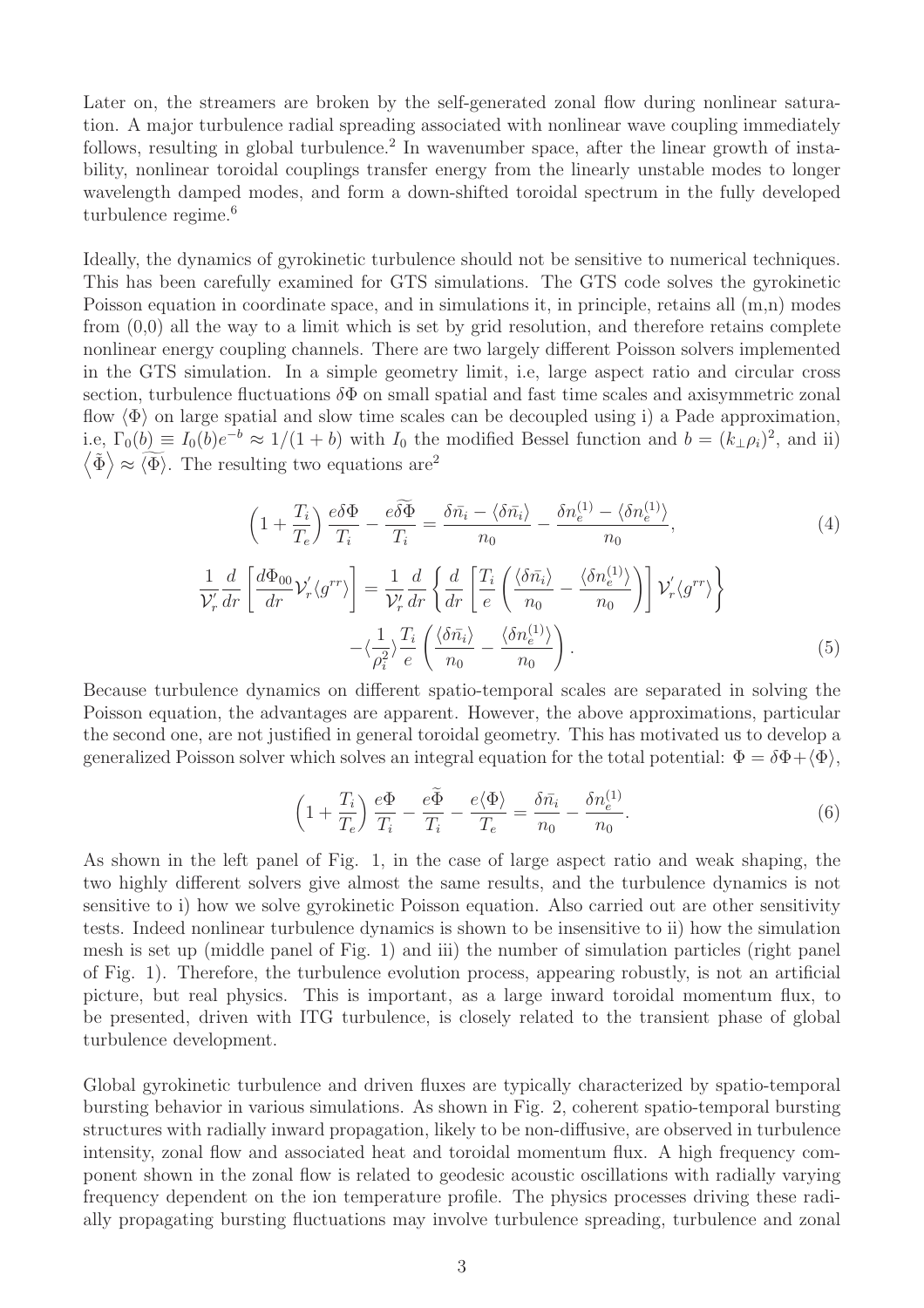Later on, the streamers are broken by the self-generated zonal flow during nonlinear saturation. A major turbulence radial spreading associated with nonlinear wave coupling immediately follows, resulting in global turbulence.[2] In wavenumber space, after the linear growth of instability, nonlinear toroidal couplings transfer energy from the linearly unstable modes to longer wavelength damped modes, and form a down-shifted toroidal spectrum in the fully developed turbulence regime.[6]

Ideally, the dynamics of gyrokinetic turbulence should not be sensitive to numerical techniques. This has been carefully examined for GTS simulations. The GTS code solves the gyrokinetic Poisson equation in coordinate space, and in simulations it, in principle, retains all (m,n) modes from (0,0) all the way to a limit which is set by grid resolution, and therefore retains complete nonlinear energy coupling channels. There are two largely different Poisson solvers implemented in the GTS simulation. In a simple geometry limit, i.e, large aspect ratio and circular cross section, turbulence fluctuations $\delta\Phi$ on small spatial and fast time scales and axisymmetric zonal flow $\langle\Phi\rangle$ on large spatial and slow time scales can be decoupled using i) a Pade approximation, i.e, $\Gamma_0(b) \equiv I_0(b)e^{-b} \approx 1/(1+b)$ with $I_0$ the modified Bessel function and $b = (k_\perp \rho_i)^2$, and ii) $\left\langle\tilde{\Phi}\right\rangle \approx \widetilde{\langle\Phi\rangle}$. The resulting two equations are[2]

$$\left(1+\frac{T_i}{T_e}\right)\frac{e\delta\Phi}{T_i} - \frac{e\widetilde{\delta\Phi}}{T_i} = \frac{\delta\bar{n}_i - \langle\delta\bar{n}_i\rangle}{n_0} - \frac{\delta n_e^{(1)} - \langle\delta n_e^{(1)}\rangle}{n_0}, \tag{4}$$

$$\frac{1}{\mathcal{V}_r'}\frac{d}{dr}\left[\frac{d\Phi_{00}}{dr}\mathcal{V}_r'\langle g^{rr}\rangle\right] = \frac{1}{\mathcal{V}_r'}\frac{d}{dr}\left\{\frac{d}{dr}\left[\frac{T_i}{e}\left(\frac{\langle\delta\bar{n}_i\rangle}{n_0} - \frac{\langle\delta n_e^{(1)}\rangle}{n_0}\right)\right]\mathcal{V}_r'\langle g^{rr}\rangle\right\}$$
$$-\langle\frac{1}{\rho_i^2}\rangle\frac{T_i}{e}\left(\frac{\langle\delta\bar{n}_i\rangle}{n_0} - \frac{\langle\delta n_e^{(1)}\rangle}{n_0}\right). \tag{5}$$

Because turbulence dynamics on different spatio-temporal scales are separated in solving the Poisson equation, the advantages are apparent. However, the above approximations, particular the second one, are not justified in general toroidal geometry. This has motivated us to develop a generalized Poisson solver which solves an integral equation for the total potential: $\Phi = \delta\Phi + \langle\Phi\rangle$,

$$\left(1+\frac{T_i}{T_e}\right)\frac{e\Phi}{T_i} - \frac{e\widetilde{\Phi}}{T_i} - \frac{e\langle\Phi\rangle}{T_e} = \frac{\delta\bar{n}_i}{n_0} - \frac{\delta n_e^{(1)}}{n_0}. \tag{6}$$

As shown in the left panel of Fig. 1, in the case of large aspect ratio and weak shaping, the two highly different solvers give almost the same results, and the turbulence dynamics is not sensitive to i) how we solve gyrokinetic Poisson equation. Also carried out are other sensitivity tests. Indeed nonlinear turbulence dynamics is shown to be insensitive to ii) how the simulation mesh is set up (middle panel of Fig. 1) and iii) the number of simulation particles (right panel of Fig. 1). Therefore, the turbulence evolution process, appearing robustly, is not an artificial picture, but real physics. This is important, as a large inward toroidal momentum flux, to be presented, driven with ITG turbulence, is closely related to the transient phase of global turbulence development.

Global gyrokinetic turbulence and driven fluxes are typically characterized by spatio-temporal bursting behavior in various simulations. As shown in Fig. 2, coherent spatio-temporal bursting structures with radially inward propagation, likely to be non-diffusive, are observed in turbulence intensity, zonal flow and associated heat and toroidal momentum flux. A high frequency component shown in the zonal flow is related to geodesic acoustic oscillations with radially varying frequency dependent on the ion temperature profile. The physics processes driving these radially propagating bursting fluctuations may involve turbulence spreading, turbulence and zonal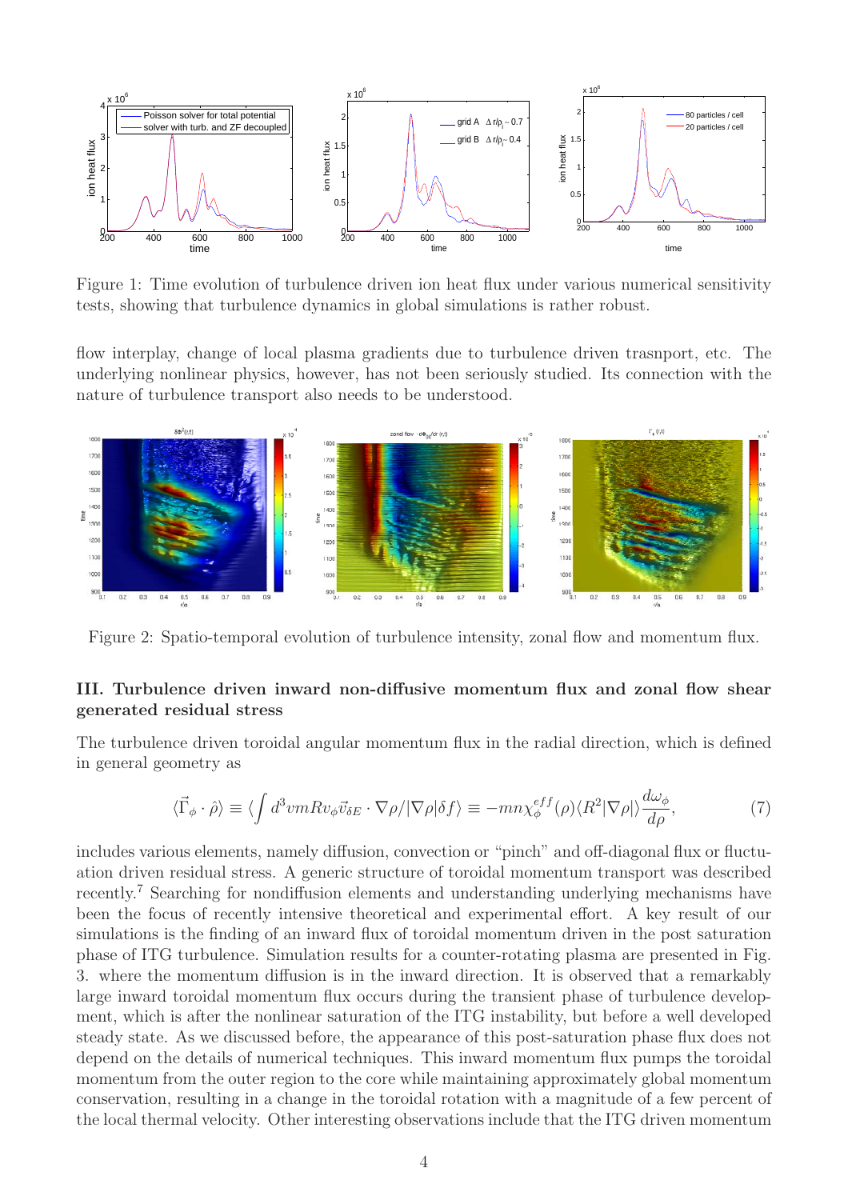Figure 1: Time evolution of turbulence driven ion heat flux under various numerical sensitivity tests, showing that turbulence dynamics in global simulations is rather robust.

flow interplay, change of local plasma gradients due to turbulence driven trasnport, etc. The underlying nonlinear physics, however, has not been seriously studied. Its connection with the nature of turbulence transport also needs to be understood.

Figure 2: Spatio-temporal evolution of turbulence intensity, zonal flow and momentum flux.

### III. Turbulence driven inward non-diffusive momentum flux and zonal flow shear generated residual stress

The turbulence driven toroidal angular momentum flux in the radial direction, which is defined in general geometry as

$$\langle \vec{\Gamma}_\phi \cdot \hat{\rho} \rangle \equiv \langle \int d^3 v m R v_\phi \vec{v}_{\delta E} \cdot \nabla\rho / |\nabla\rho| \delta f \rangle \equiv -mn\chi_\phi^{eff}(\rho) \langle R^2 |\nabla\rho| \rangle \frac{d\omega_\phi}{d\rho}, \tag{7}$$

includes various elements, namely diffusion, convection or "pinch" and off-diagonal flux or fluctuation driven residual stress. A generic structure of toroidal momentum transport was described recently.[7] Searching for nondiffusion elements and understanding underlying mechanisms have been the focus of recently intensive theoretical and experimental effort. A key result of our simulations is the finding of an inward flux of toroidal momentum driven in the post saturation phase of ITG turbulence. Simulation results for a counter-rotating plasma are presented in Fig. 3. where the momentum diffusion is in the inward direction. It is observed that a remarkably large inward toroidal momentum flux occurs during the transient phase of turbulence development, which is after the nonlinear saturation of the ITG instability, but before a well developed steady state. As we discussed before, the appearance of this post-saturation phase flux does not depend on the details of numerical techniques. This inward momentum flux pumps the toroidal momentum from the outer region to the core while maintaining approximately global momentum conservation, resulting in a change in the toroidal rotation with a magnitude of a few percent of the local thermal velocity. Other interesting observations include that the ITG driven momentum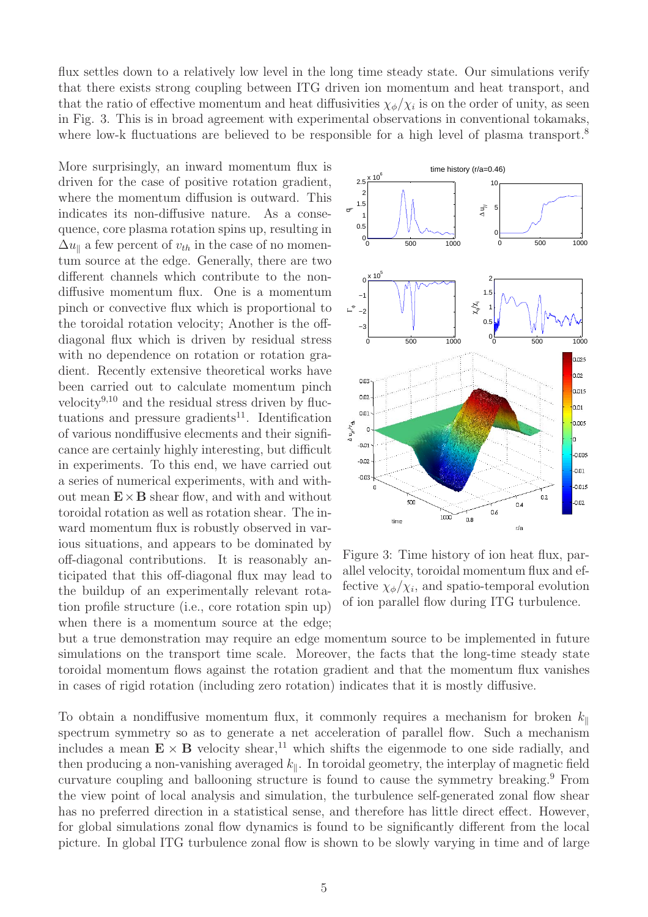flux settles down to a relatively low level in the long time steady state. Our simulations verify that there exists strong coupling between ITG driven ion momentum and heat transport, and that the ratio of effective momentum and heat diffusivities $\chi_\phi/\chi_i$ is on the order of unity, as seen in Fig. 3. This is in broad agreement with experimental observations in conventional tokamaks, where low-k fluctuations are believed to be responsible for a high level of plasma transport.[8]

More surprisingly, an inward momentum flux is driven for the case of positive rotation gradient, where the momentum diffusion is outward. This indicates its non-diffusive nature. As a consequence, core plasma rotation spins up, resulting in $\Delta u_\parallel$ a few percent of $v_{th}$ in the case of no momentum source at the edge. Generally, there are two different channels which contribute to the non-diffusive momentum flux. One is a momentum pinch or convective flux which is proportional to the toroidal rotation velocity; Another is the off-diagonal flux which is driven by residual stress with no dependence on rotation or rotation gradient. Recently extensive theoretical works have been carried out to calculate momentum pinch velocity[9,10] and the residual stress driven by fluctuations and pressure gradients[11]. Identification of various nondiffusive elecments and their significance are certainly highly interesting, but difficult in experiments. To this end, we have carried out a series of numerical experiments, with and without mean $\mathbf{E}\times\mathbf{B}$ shear flow, and with and without toroidal rotation as well as rotation shear. The inward momentum flux is robustly observed in various situations, and appears to be dominated by off-diagonal contributions. It is reasonably anticipated that this off-diagonal flux may lead to the buildup of an experimentally relevant rotation profile structure (i.e., core rotation spin up) when there is a momentum source at the edge; but a true demonstration may require an edge momentum source to be implemented in future simulations on the transport time scale. Moreover, the facts that the long-time steady state toroidal momentum flows against the rotation gradient and that the momentum flux vanishes in cases of rigid rotation (including zero rotation) indicates that it is mostly diffusive.

Figure 3: Time history of ion heat flux, parallel velocity, toroidal momentum flux and effective $\chi_\phi/\chi_i$, and spatio-temporal evolution of ion parallel flow during ITG turbulence.

To obtain a nondiffusive momentum flux, it commonly requires a mechanism for broken $k_\parallel$ spectrum symmetry so as to generate a net acceleration of parallel flow. Such a mechanism includes a mean $\mathbf{E}\times\mathbf{B}$ velocity shear,[11] which shifts the eigenmode to one side radially, and then producing a non-vanishing averaged $k_\parallel$. In toroidal geometry, the interplay of magnetic field curvature coupling and ballooning structure is found to cause the symmetry breaking.[9] From the view point of local analysis and simulation, the turbulence self-generated zonal flow shear has no preferred direction in a statistical sense, and therefore has little direct effect. However, for global simulations zonal flow dynamics is found to be significantly different from the local picture. In global ITG turbulence zonal flow is shown to be slowly varying in time and of large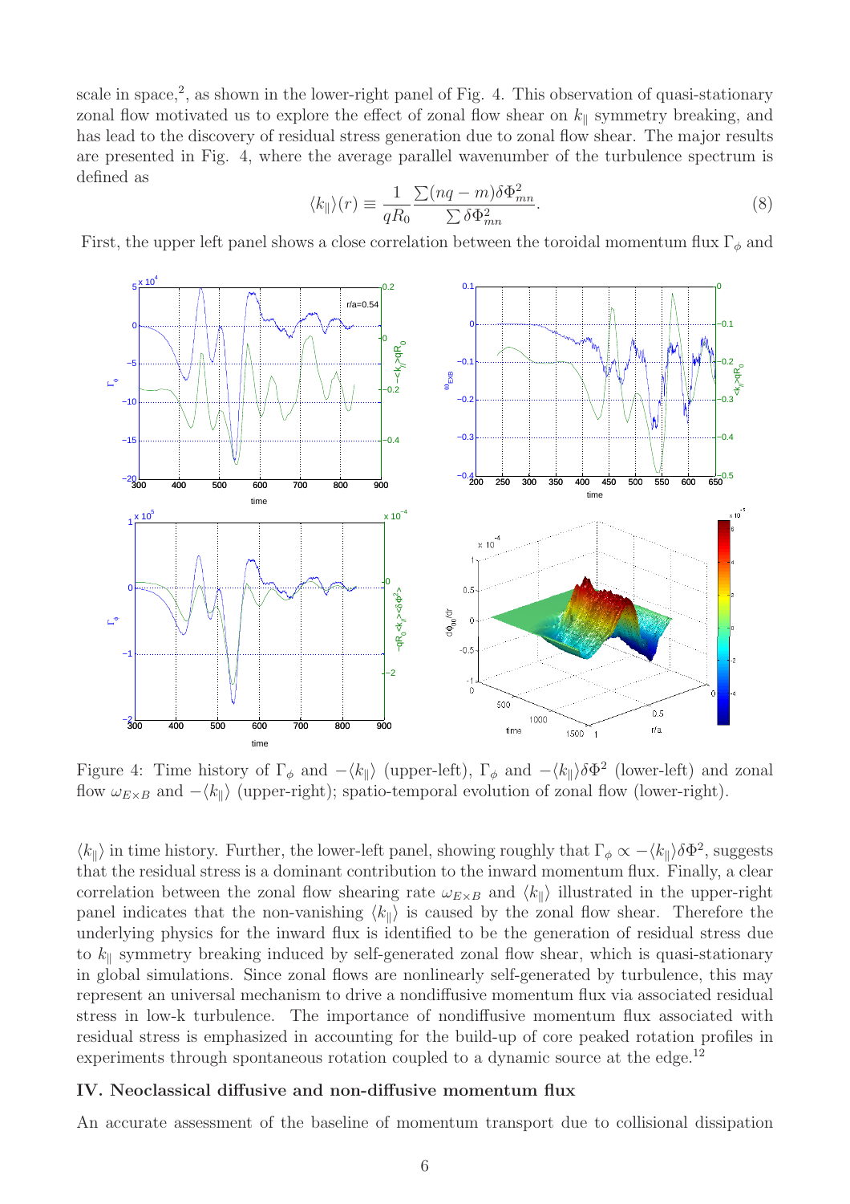scale in space,[2] as shown in the lower-right panel of Fig. 4. This observation of quasi-stationary zonal flow motivated us to explore the effect of zonal flow shear on $k_\parallel$ symmetry breaking, and has lead to the discovery of residual stress generation due to zonal flow shear. The major results are presented in Fig. 4, where the average parallel wavenumber of the turbulence spectrum is defined as

$$\langle k_\parallel \rangle(r) \equiv \frac{1}{qR_0} \frac{\sum (nq - m)\delta\Phi_{mn}^2}{\sum \delta\Phi_{mn}^2}. \tag{8}$$

First, the upper left panel shows a close correlation between the toroidal momentum flux $\Gamma_\phi$ and

Figure 4: Time history of $\Gamma_\phi$ and $-\langle k_\parallel \rangle$ (upper-left), $\Gamma_\phi$ and $-\langle k_\parallel \rangle \delta\Phi^2$ (lower-left) and zonal flow $\omega_{E\times B}$ and $-\langle k_\parallel \rangle$ (upper-right); spatio-temporal evolution of zonal flow (lower-right).

$\langle k_\parallel \rangle$ in time history. Further, the lower-left panel, showing roughly that $\Gamma_\phi \propto -\langle k_\parallel \rangle \delta\Phi^2$, suggests that the residual stress is a dominant contribution to the inward momentum flux. Finally, a clear correlation between the zonal flow shearing rate $\omega_{E\times B}$ and $\langle k_\parallel \rangle$ illustrated in the upper-right panel indicates that the non-vanishing $\langle k_\parallel \rangle$ is caused by the zonal flow shear. Therefore the underlying physics for the inward flux is identified to be the generation of residual stress due to $k_\parallel$ symmetry breaking induced by self-generated zonal flow shear, which is quasi-stationary in global simulations. Since zonal flows are nonlinearly self-generated by turbulence, this may represent an universal mechanism to drive a nondiffusive momentum flux via associated residual stress in low-k turbulence. The importance of nondiffusive momentum flux associated with residual stress is emphasized in accounting for the build-up of core peaked rotation profiles in experiments through spontaneous rotation coupled to a dynamic source at the edge.[12]

## IV. Neoclassical diffusive and non-diffusive momentum flux

An accurate assessment of the baseline of momentum transport due to collisional dissipation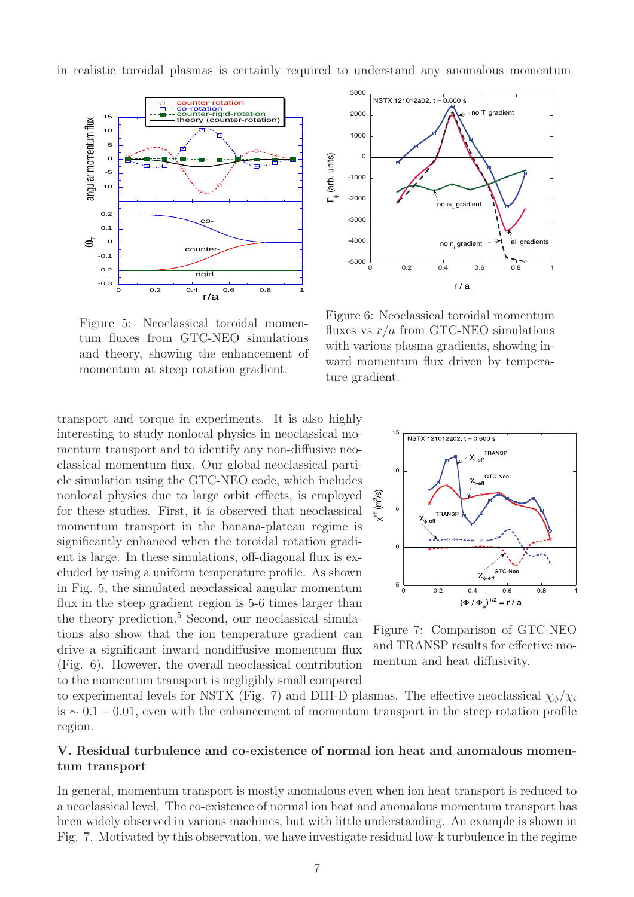in realistic toroidal plasmas is certainly required to understand any anomalous momentum

Figure 5: Neoclassical toroidal momentum fluxes from GTC-NEO simulations and theory, showing the enhancement of momentum at steep rotation gradient.

Figure 6: Neoclassical toroidal momentum fluxes vs $r/a$ from GTC-NEO simulations with various plasma gradients, showing inward momentum flux driven by temperature gradient.

transport and torque in experiments. It is also highly interesting to study nonlocal physics in neoclassical momentum transport and to identify any non-diffusive neoclassical momentum flux. Our global neoclassical particle simulation using the GTC-NEO code, which includes nonlocal physics due to large orbit effects, is employed for these studies. First, it is observed that neoclassical momentum transport in the banana-plateau regime is significantly enhanced when the toroidal rotation gradient is large. In these simulations, off-diagonal flux is excluded by using a uniform temperature profile. As shown in Fig. 5, the simulated neoclassical angular momentum flux in the steep gradient region is 5-6 times larger than the theory prediction.[5] Second, our neoclassical simulations also show that the ion temperature gradient can drive a significant inward nondiffusive momentum flux (Fig. 6). However, the overall neoclassical contribution to the momentum transport is negligibly small compared to experimental levels for NSTX (Fig. 7) and DIII-D plasmas. The effective neoclassical $\chi_\phi/\chi_i$ is $\sim 0.1 - 0.01$, even with the enhancement of momentum transport in the steep rotation profile region.

Figure 7: Comparison of GTC-NEO and TRANSP results for effective momentum and heat diffusivity.

### V. Residual turbulence and co-existence of normal ion heat and anomalous momentum transport

In general, momentum transport is mostly anomalous even when ion heat transport is reduced to a neoclassical level. The co-existence of normal ion heat and anomalous momentum transport has been widely observed in various machines, but with little understanding. An example is shown in Fig. 7. Motivated by this observation, we have investigate residual low-k turbulence in the regime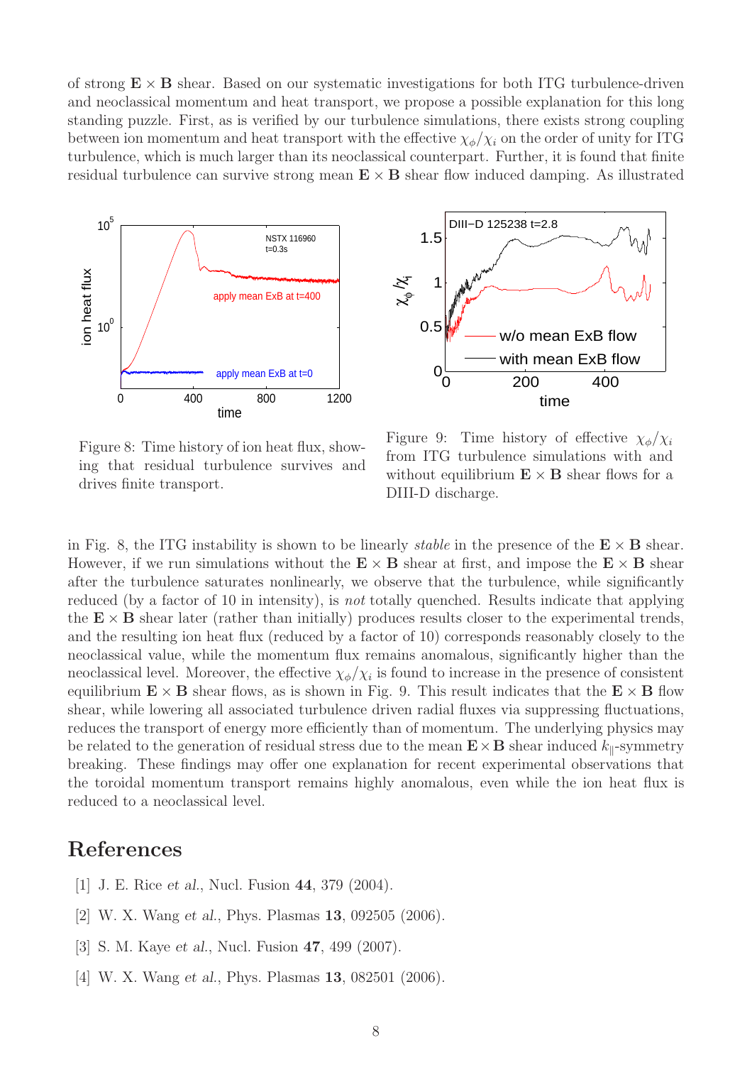of strong $\mathbf{E} \times \mathbf{B}$ shear. Based on our systematic investigations for both ITG turbulence-driven and neoclassical momentum and heat transport, we propose a possible explanation for this long standing puzzle. First, as is verified by our turbulence simulations, there exists strong coupling between ion momentum and heat transport with the effective $\chi_\phi/\chi_i$ on the order of unity for ITG turbulence, which is much larger than its neoclassical counterpart. Further, it is found that finite residual turbulence can survive strong mean $\mathbf{E} \times \mathbf{B}$ shear flow induced damping. As illustrated

Figure 8: Time history of ion heat flux, showing that residual turbulence survives and drives finite transport.

Figure 9: Time history of effective $\chi_\phi/\chi_i$ from ITG turbulence simulations with and without equilibrium $\mathbf{E} \times \mathbf{B}$ shear flows for a DIII-D discharge.

in Fig. 8, the ITG instability is shown to be linearly *stable* in the presence of the $\mathbf{E} \times \mathbf{B}$ shear. However, if we run simulations without the $\mathbf{E} \times \mathbf{B}$ shear at first, and impose the $\mathbf{E} \times \mathbf{B}$ shear after the turbulence saturates nonlinearly, we observe that the turbulence, while significantly reduced (by a factor of 10 in intensity), is *not* totally quenched. Results indicate that applying the $\mathbf{E} \times \mathbf{B}$ shear later (rather than initially) produces results closer to the experimental trends, and the resulting ion heat flux (reduced by a factor of 10) corresponds reasonably closely to the neoclassical value, while the momentum flux remains anomalous, significantly higher than the neoclassical level. Moreover, the effective $\chi_\phi/\chi_i$ is found to increase in the presence of consistent equilibrium $\mathbf{E} \times \mathbf{B}$ shear flows, as is shown in Fig. 9. This result indicates that the $\mathbf{E} \times \mathbf{B}$ flow shear, while lowering all associated turbulence driven radial fluxes via suppressing fluctuations, reduces the transport of energy more efficiently than of momentum. The underlying physics may be related to the generation of residual stress due to the mean $\mathbf{E} \times \mathbf{B}$ shear induced $k_\parallel$-symmetry breaking. These findings may offer one explanation for recent experimental observations that the toroidal momentum transport remains highly anomalous, even while the ion heat flux is reduced to a neoclassical level.

# References

[1] J. E. Rice *et al.*, Nucl. Fusion **44**, 379 (2004).

[2] W. X. Wang *et al.*, Phys. Plasmas **13**, 092505 (2006).

[3] S. M. Kaye *et al.*, Nucl. Fusion **47**, 499 (2007).

[4] W. X. Wang *et al.*, Phys. Plasmas **13**, 082501 (2006).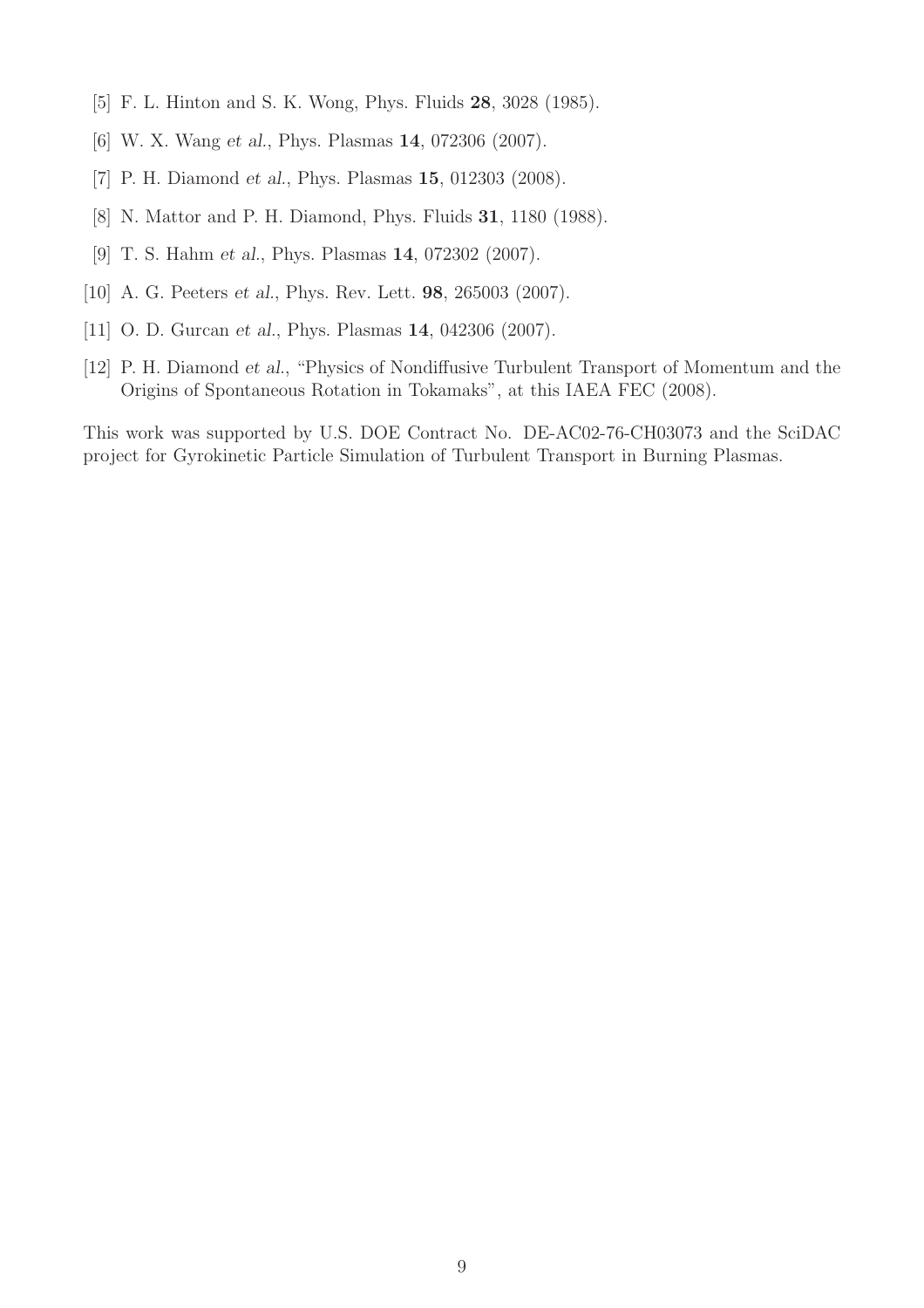[5] F. L. Hinton and S. K. Wong, Phys. Fluids **28**, 3028 (1985).

[6] W. X. Wang *et al.*, Phys. Plasmas **14**, 072306 (2007).

[7] P. H. Diamond *et al.*, Phys. Plasmas **15**, 012303 (2008).

[8] N. Mattor and P. H. Diamond, Phys. Fluids **31**, 1180 (1988).

[9] T. S. Hahm *et al.*, Phys. Plasmas **14**, 072302 (2007).

[10] A. G. Peeters *et al.*, Phys. Rev. Lett. **98**, 265003 (2007).

[11] O. D. Gurcan *et al.*, Phys. Plasmas **14**, 042306 (2007).

[12] P. H. Diamond *et al.*, "Physics of Nondiffusive Turbulent Transport of Momentum and the Origins of Spontaneous Rotation in Tokamaks", at this IAEA FEC (2008).

This work was supported by U.S. DOE Contract No. DE-AC02-76-CH03073 and the SciDAC project for Gyrokinetic Particle Simulation of Turbulent Transport in Burning Plasmas.